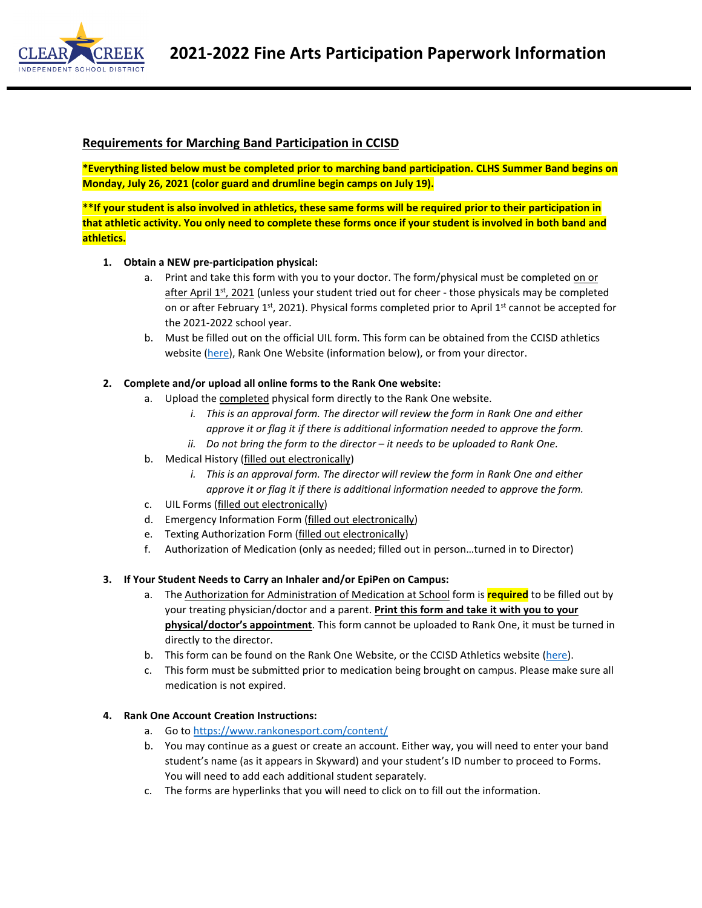# 2021-2022 Fine Arts Participation Paperwork Information

## Requirements for Marching Band Participation in CCISD

**\*Everything listed below must be completed prior to marching band participation. CLHS Summer Band begins on Monday, July 26, 2021 (color guard and drumline begin camps on July 19).**

**\*\*If your student is also involved in athletics, these same forms will be required prior to their participation in that athletic activity. You only need to complete these forms once if your student is involved in both band and athletics.**

1. **Obtain a NEW pre-participation physical:**
   a. Print and take this form with you to your doctor. The form/physical must be completed on or after April 1st, 2021 (unless your student tried out for cheer - those physicals may be completed on or after February 1st, 2021). Physical forms completed prior to April 1st cannot be accepted for the 2021-2022 school year.
   b. Must be filled out on the official UIL form. This form can be obtained from the CCISD athletics website (here), Rank One Website (information below), or from your director.

2. **Complete and/or upload all online forms to the Rank One website:**
   a. Upload the completed physical form directly to the Rank One website.
      i. *This is an approval form. The director will review the form in Rank One and either approve it or flag it if there is additional information needed to approve the form.*
      ii. *Do not bring the form to the director – it needs to be uploaded to Rank One.*
   b. Medical History (filled out electronically)
      i. *This is an approval form. The director will review the form in Rank One and either approve it or flag it if there is additional information needed to approve the form.*
   c. UIL Forms (filled out electronically)
   d. Emergency Information Form (filled out electronically)
   e. Texting Authorization Form (filled out electronically)
   f. Authorization of Medication (only as needed; filled out in person…turned in to Director)

3. **If Your Student Needs to Carry an Inhaler and/or EpiPen on Campus:**
   a. The Authorization for Administration of Medication at School form is **required** to be filled out by your treating physician/doctor and a parent. **Print this form and take it with you to your physical/doctor's appointment**. This form cannot be uploaded to Rank One, it must be turned in directly to the director.
   b. This form can be found on the Rank One Website, or the CCISD Athletics website (here).
   c. This form must be submitted prior to medication being brought on campus. Please make sure all medication is not expired.

4. **Rank One Account Creation Instructions:**
   a. Go to https://www.rankonesport.com/content/
   b. You may continue as a guest or create an account. Either way, you will need to enter your band student's name (as it appears in Skyward) and your student's ID number to proceed to Forms. You will need to add each additional student separately.
   c. The forms are hyperlinks that you will need to click on to fill out the information.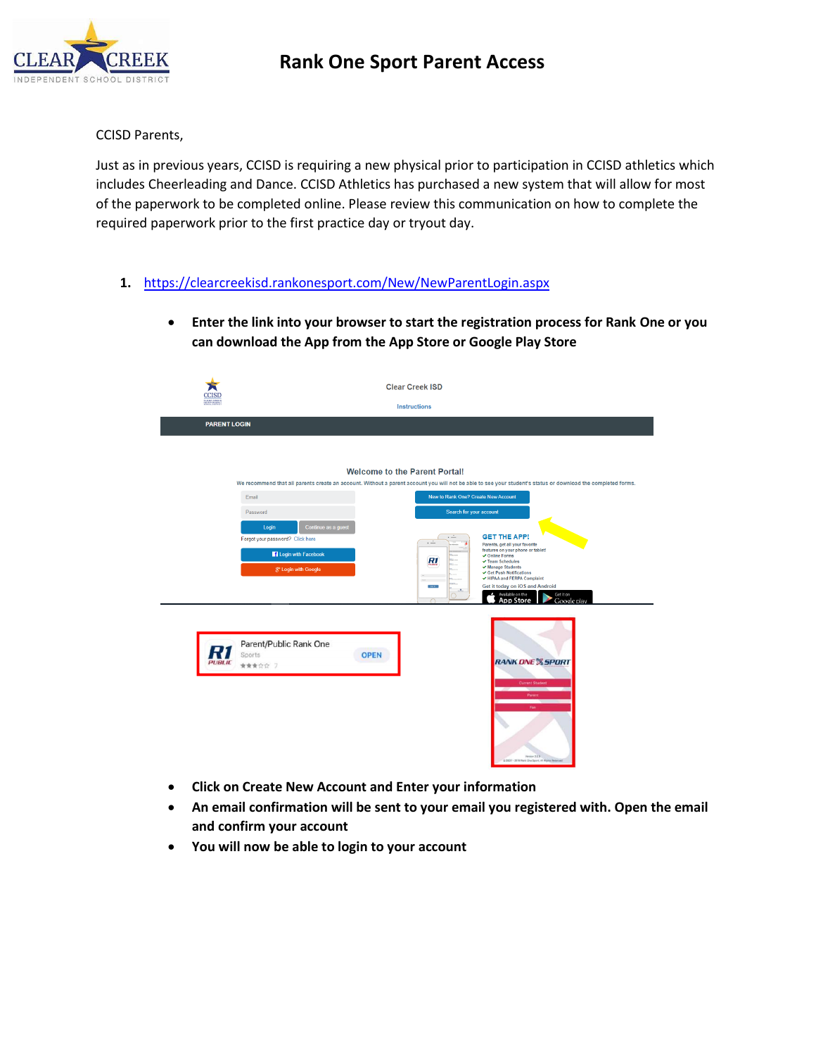# Rank One Sport Parent Access

CCISD Parents,

Just as in previous years, CCISD is requiring a new physical prior to participation in CCISD athletics which includes Cheerleading and Dance. CCISD Athletics has purchased a new system that will allow for most of the paperwork to be completed online. Please review this communication on how to complete the required paperwork prior to the first practice day or tryout day.

1. https://clearcreekisd.rankonesport.com/New/NewParentLogin.aspx

   - **Enter the link into your browser to start the registration process for Rank One or you can download the App from the App Store or Google Play Store**

- **Click on Create New Account and Enter your information**
- **An email confirmation will be sent to your email you registered with. Open the email and confirm your account**
- **You will now be able to login to your account**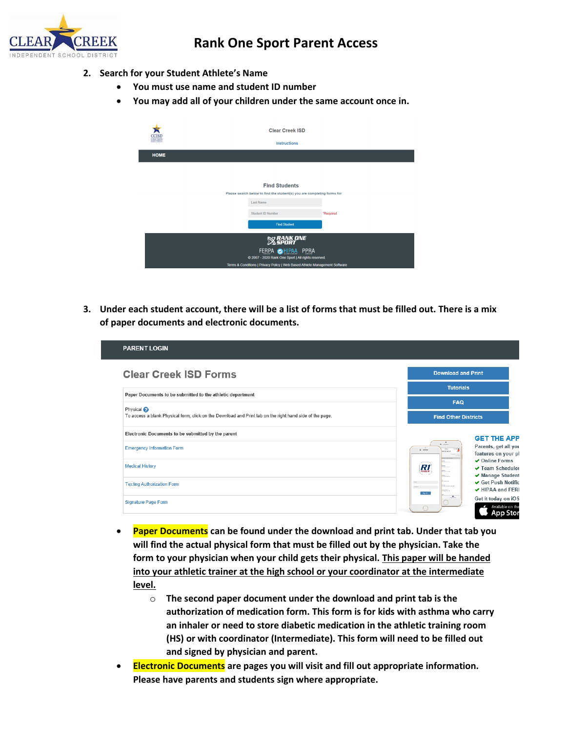# Rank One Sport Parent Access

2. **Search for your Student Athlete's Name**
   - **You must use name and student ID number**
   - **You may add all of your children under the same account once in.**

Clear Creek ISD

Instructions

HOME

Find Students

Please search below to find the student(s) you are completing forms for

Last Name

Student ID Number *Required

Find Student

RANK ONE SPORT

FERPA HIPAA PPRA

© 2007 - 2020 Rank One Sport | All rights reserved.

Terms & Conditions | Privacy Policy | Web Based Athlete Management Software

3. **Under each student account, there will be a list of forms that must be filled out. There is a mix of paper documents and electronic documents.**

PARENT LOGIN

Clear Creek ISD Forms

Paper Documents to be submitted to the athletic department

Physical

To access a blank Physical form, click on the Download and Print tab on the right hand side of the page.

Electronic Documents to be submitted by the parent

Emergency Information Form

Medical History

Texting Authorization Form

Signature Page Form

Download and Print

Tutorials

FAQ

Find Other Districts

GET THE APP

Parents, get all you features on your pl

- Online Forms
- Team Schedules
- Manage Student
- Get Push Notific
- HIPAA and FERI

Get it today on iOS

Available on the App Store

- **Paper Documents can be found under the download and print tab. Under that tab you will find the actual physical form that must be filled out by the physician. Take the form to your physician when your child gets their physical. <u>This paper will be handed into your athletic trainer at the high school or your coordinator at the intermediate level.</u>**
  - **The second paper document under the download and print tab is the authorization of medication form. This form is for kids with asthma who carry an inhaler or need to store diabetic medication in the athletic training room (HS) or with coordinator (Intermediate). This form will need to be filled out and signed by physician and parent.**
- **Electronic Documents are pages you will visit and fill out appropriate information. Please have parents and students sign where appropriate.**